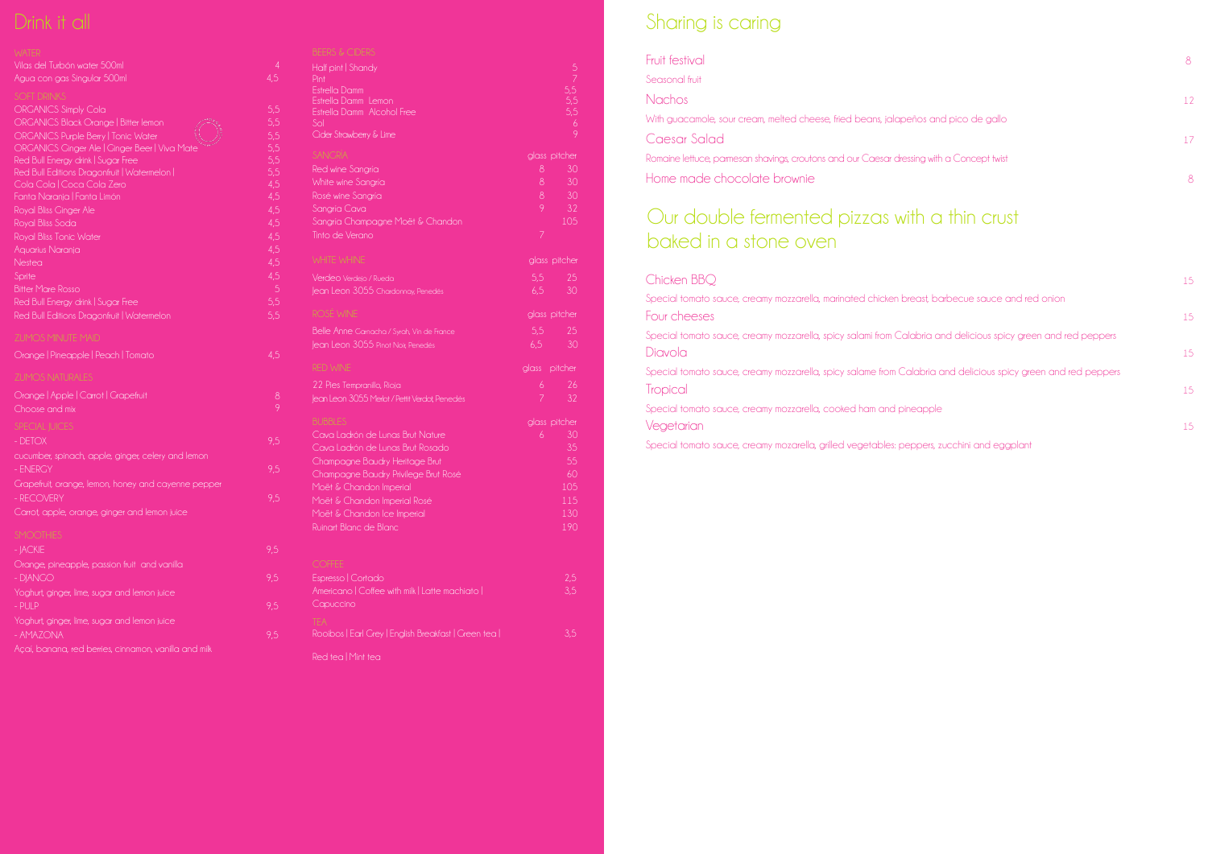# Drink it all

## WATER

| | |
|---|---|
| Vilas del Turbón water 500ml | 4 |
| Agua con gas Singular 500ml | 4,5 |

## SOFT DRINKS

| | |
|---|---|
| ORGANICS Simply Cola | 5,5 |
| ORGANICS Black Orange \| Bitter lemon | 5,5 |
| ORGANICS Purple Berry \| Tonic Water | 5,5 |
| ORGANICS Ginger Ale \| Ginger Beer \| Viva Mate | 5,5 |
| Red Bull Energy drink \| Sugar Free | 5,5 |
| Red Bull Editions Dragonfruit \| Watermelon \| | 5,5 |
| Cola Cola \| Coca Cola Zero | 4,5 |
| Fanta Naranja \| Fanta Limón | 4,5 |
| Royal Bliss Ginger Ale | 4,5 |
| Royal Bliss Soda | 4,5 |
| Royal Bliss Tonic Water | 4,5 |
| Aquarius Naranja | 4,5 |
| Nestea | 4,5 |
| Sprite | 4,5 |
| Bitter Mare Rosso | 5 |
| Red Bull Energy drink \| Sugar Free | 5,5 |
| Red Bull Editions Dragonfruit \| Watermelon | 5,5 |

## ZUMOS MINUTE MAID

| | |
|---|---|
| Orange \| Pineapple \| Peach \| Tomato | 4,5 |

## ZUMOS NATURALES

| | |
|---|---|
| Orange \| Apple \| Carrot \| Grapefruit | 8 |
| Choose and mix | 9 |

## SPECIAL JUICES

- DETOX — 9,5
  cucumber, spinach, apple, ginger, celery and lemon
- ENERGY — 9,5
  Grapefruit, orange, lemon, honey and cayenne pepper
- RECOVERY — 9,5
  Carrot, apple, orange, ginger and lemon juice

## SMOOTHIES

- JACKIE — 9,5
  Orange, pineapple, passion fruit and vanilla
- DJANGO — 9,5
  Yoghurt, ginger, lime, sugar and lemon juice
- PULP — 9,5
  Yoghurt, ginger, lime, sugar and lemon juice
- AMAZONA — 9,5
  Açai, banana, red berries, cinnamon, vanilla and milk

## BEERS & CIDERS

| | |
|---|---|
| Half pint \| Shandy | 5 |
| Pint | 7 |
| Estrella Damm | 5,5 |
| Estrella Damm Lemon | 5,5 |
| Estrella Damm Alcohol Free | 5,5 |
| Sol | 6 |
| Cider Strawberry & Lime | 9 |

## SANGRIA

| | glass | pitcher |
|---|---|---|
| Red wine Sangria | 8 | 30 |
| White wine Sangria | 8 | 30 |
| Rosé wine Sangria | 8 | 30 |
| Sangria Cava | 9 | 32 |
| Sangria Champagne Moët & Chandon | | 105 |
| Tinto de Verano | 7 | |

## WHITE WHINE

| | glass | pitcher |
|---|---|---|
| Verdeo Verdejo / Rueda | 5,5 | 25 |
| Jean Leon 3055 Chardonnay, Penedés | 6,5 | 30 |

## ROSÉ WINE

| | glass | pitcher |
|---|---|---|
| Belle Anne Garnacha / Syrah, Vin de France | 5,5 | 25 |
| Jean Leon 3055 Pinot Noir, Penedés | 6,5 | 30 |

## RED WINE

| | glass | pitcher |
|---|---|---|
| 22 Pies Tempranillo, Rioja | 6 | 26 |
| Jean Leon 3055 Merlot / Pettit Verdot, Penedés | 7 | 32 |

## BUBBLES

| | glass | pitcher |
|---|---|---|
| Cava Ladrón de Lunas Brut Nature | 6 | 30 |
| Cava Ladrón de Lunas Brut Rosado | | 35 |
| Champagne Baudry Heritage Brut | | 55 |
| Champagne Baudry Privilege Brut Rosé | | 60 |
| Moët & Chandon Imperial | | 105 |
| Moët & Chandon Imperial Rosé | | 115 |
| Moët & Chandon Ice Imperial | | 130 |
| Ruinart Blanc de Blanc | | 190 |

## COFFEE

| | |
|---|---|
| Espresso \| Cortado | 2,5 |
| Americano \| Coffee with milk \| Latte machiato \| Capuccino | 3,5 |

## TEA

| | |
|---|---|
| Rooibos \| Earl Grey \| English Breakfast \| Green tea \| Red tea \| Mint tea | 3,5 |

# Sharing is caring

**Fruit festival** — 8
Seasonal fruit

**Nachos** — 12
With guacamole, sour cream, melted cheese, fried beans, jalapeños and pico de gallo

**Caesar Salad** — 17
Romaine lettuce, parmesan shavings, croutons and our Caesar dressing with a Concept twist

**Home made chocolate brownie** — 8

# Our double fermented pizzas with a thin crust baked in a stone oven

**Chicken BBQ** — 15
Special tomato sauce, creamy mozzarella, marinated chicken breast, barbecue sauce and red onion

**Four cheeses** — 15
Special tomato sauce, creamy mozzarella, spicy salami from Calabria and delicious spicy green and red peppers

**Diavola** — 15
Special tomato sauce, creamy mozzarella, spicy salame from Calabria and delicious spicy green and red peppers

**Tropical** — 15
Special tomato sauce, creamy mozzarella, cooked ham and pineapple

**Vegetarian** — 15
Special tomato sauce, creamy mozarella, grilled vegetables: peppers, zucchini and eggplant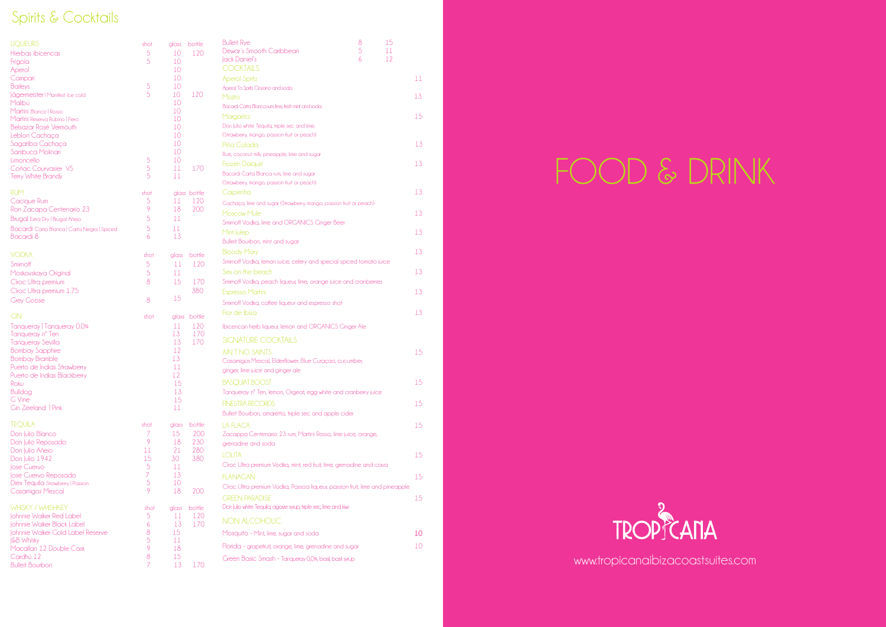# Spirits & Cocktails

| LIQUEURS | shot | glass | bottle |
|---|---|---|---|
| Hierbas Ibicencas | 5 | 10 | 120 |
| Frigola | 5 | 10 | |
| Aperol | | 10 | |
| Campari | | 10 | |
| Baileys | 5 | 10 | |
| Jägermeister \| Manifest Ice cold | 5 | 10 | 120 |
| Malibú | | 10 | |
| Martini Blanco \| Rosso | | 10 | |
| Martini Reserva Rubino \| Fiero | | 10 | |
| Belsazar Rosé Vermouth | | 10 | |
| Leblon Cachaça | | 10 | |
| Sagatiba Cachaça | | 10 | |
| Sambuca Molinari | | 10 | |
| Limoncello | 5 | 10 | |
| Coñac Courvasier VS | 5 | 11 | 170 |
| Terry White Brandy | 5 | 11 | |

| RUM | shot | glass | bottle |
|---|---|---|---|
| Cacique Rum | 5 | 11 | 120 |
| Ron Zacapa Centenario 23 | 9 | 18 | 200 |
| Brugal Extra Dry \| Brugal Añejo | 5 | 11 | |
| Bacardi Carta Blanca \| Carta Negra \| Spiced | 5 | 11 | |
| Bacardi 8 | 6 | 13 | |

| VODKA | shot | glass | bottle |
|---|---|---|---|
| Smirnoff | 5 | 11 | 120 |
| Moskovskaya Original | 5 | 11 | |
| Ciroc Ultra premium | 8 | 15 | 170 |
| Ciroc Ultra premium 1.75 | | | 380 |
| Grey Goose | 8 | 15 | |

| GIN | shot | glass | bottle |
|---|---|---|---|
| Tanqueray \| Tanqueray 0.0% | | 11 | 120 |
| Tanqueray nº Ten | | 13 | 170 |
| Tanqueray Sevilla | | 13 | 170 |
| Bombay Sapphire | | 12 | |
| Bombay Bramble | | 13 | |
| Puerto de Indias Strawberry | | 11 | |
| Puerto de Indias Blackberry | | 12 | |
| Roku | | 15 | |
| Bulldog | | 13 | |
| G Vine | | 15 | |
| Gin Zeeland \| Pink | | 11 | |

| TEQUILA | shot | glass | bottle |
|---|---|---|---|
| Don Julio Blanco | 7 | 15 | 200 |
| Don Julio Reposado | 9 | 18 | 230 |
| Don Julio Añejo | 11 | 21 | 280 |
| Don Julio 1942 | 15 | 30 | 380 |
| Jose Cuervo | 5 | 11 | |
| Jose Cuervo Reposado | 7 | 13 | |
| Diex Tequila Strawberry \| Passion | 5 | 10 | |
| Casamigos Mezcal | 9 | 18 | 200 |

| WHISKY / WHISHKEY | shot | glass | bottle |
|---|---|---|---|
| Johnnie Walker Red Label | 5 | 11 | 120 |
| Johnnie Walker Black Label | 6 | 13 | 170 |
| Johnnie Walker Gold Label Reserve | 8 | 15 | |
| J&B Whisky | 5 | 11 | |
| Macallan 12 Double Cask | 9 | 18 | |
| Cardhú 12 | 8 | 15 | |
| Bulleit Bourbon | 7 | 13 | 170 |
| Bulleit Rye | 8 | 15 | |
| Dewar's Smooth Caribbean | 5 | 11 | |
| Jack Daniel's | 6 | 12 | |

## COCKTAILS

**Aperol Spritz** — 11
Aperol, To Spritz Cinzano and soda

**Mojito** — 13
Bacardi Carta Blanca rum, lime, fresh mint and soda

**Margarita** — 15
Don Julio white Tequila, triple sec and lime.
(Strawberry, mango, passion fruit or peach)

**Piña Colada** — 13
Rum, coconut milk, pineapple, lime and sugar

**Frozen Daiquiri** — 13
Bacardi Carta Blanca rum, lime and sugar
(Strawberry, mango, passion fruit or peach)

**Caipirinha** — 13
Cachaça, lime and sugar (Strawberry, mango, passion fruit or peach)

**Moscow Mule** — 13
Smirnoff Vodka, lime and ORGANICS Ginger Beer

**Mint Julep** — 13
Bulleit Bourbon, mint and sugar

**Bloody Mary** — 13
Smirnoff Vodka, lemon juice, celery and special spiced tomato juice

**Sex on the beach** — 13
Smirnoff Vodka, peach liqueur, lime, orange juice and cranberries

**Espresso Martini** — 13
Smirnoff Vodka, coffee liqueur and espresso shot

**Flor de Ibiza** — 13
Ibicencan herb liqueur, lemon and ORGANICS Ginger Ale

## SIGNATURE COCKTAILS

**AIN'T NO SAINTS** — 15
Casamigos Mezcal, Elderflower, Blue Curaçao, cucumber, ginger, lime juice and ginger ale

**BASQUIAT BOOST** — 15
Tanqueray nº Ten, lemon, Orgeat, egg white and cranberry juice

**FINESTRA RECORDS** — 15
Bulleit Bourbon, amaretto, triple sec and apple cider

**LA FLACA** — 15
Zacappa Centenario 23 rum, Martini Rosso, lime juice, orange, grenadine and soda

**LOLITA** — 15
Ciroc Ultra premium Vodka, mint, red fruit, lime, grenadine and cava

**FLANAGAN** — 15
Ciroc Ultra premium Vodka, Passoa liqueur, passion fruit, lime and pineapple

**GREEN PARADISE** — 15
Don Julio white Tequila, agave syrup, triple sec, lime and kiwi

## NON ALCOHOLIC

Mosquito - Mint, lime, sugar and soda — 10

Florida - grapefruit, orange, lime, grenadine and sugar — 10

Green Basic Smash - Tanqueray 0,0%, basil, basil syrup

# FOOD & DRINK

TROPICANA

www.tropicanaibizacoastsuites.com